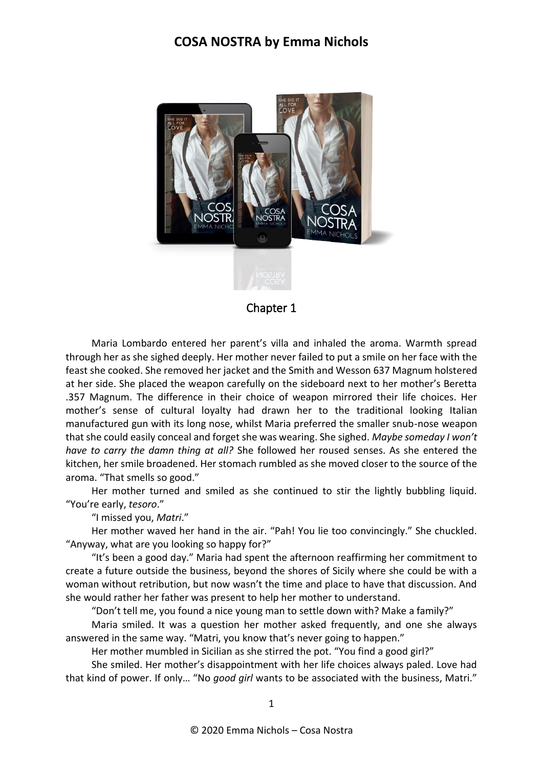# COSA NOSTRA by Emma Nichols

## Chapter 1

Maria Lombardo entered her parent's villa and inhaled the aroma. Warmth spread through her as she sighed deeply. Her mother never failed to put a smile on her face with the feast she cooked. She removed her jacket and the Smith and Wesson 637 Magnum holstered at her side. She placed the weapon carefully on the sideboard next to her mother's Beretta .357 Magnum. The difference in their choice of weapon mirrored their life choices. Her mother's sense of cultural loyalty had drawn her to the traditional looking Italian manufactured gun with its long nose, whilst Maria preferred the smaller snub-nose weapon that she could easily conceal and forget she was wearing. She sighed. *Maybe someday I won't have to carry the damn thing at all?* She followed her roused senses. As she entered the kitchen, her smile broadened. Her stomach rumbled as she moved closer to the source of the aroma. "That smells so good."

Her mother turned and smiled as she continued to stir the lightly bubbling liquid. "You're early, *tesoro*."

"I missed you, *Matri*."

Her mother waved her hand in the air. "Pah! You lie too convincingly." She chuckled. "Anyway, what are you looking so happy for?"

"It's been a good day." Maria had spent the afternoon reaffirming her commitment to create a future outside the business, beyond the shores of Sicily where she could be with a woman without retribution, but now wasn't the time and place to have that discussion. And she would rather her father was present to help her mother to understand.

"Don't tell me, you found a nice young man to settle down with? Make a family?"

Maria smiled. It was a question her mother asked frequently, and one she always answered in the same way. "Matri, you know that's never going to happen."

Her mother mumbled in Sicilian as she stirred the pot. "You find a good girl?"

She smiled. Her mother's disappointment with her life choices always paled. Love had that kind of power. If only… "No *good girl* wants to be associated with the business, Matri."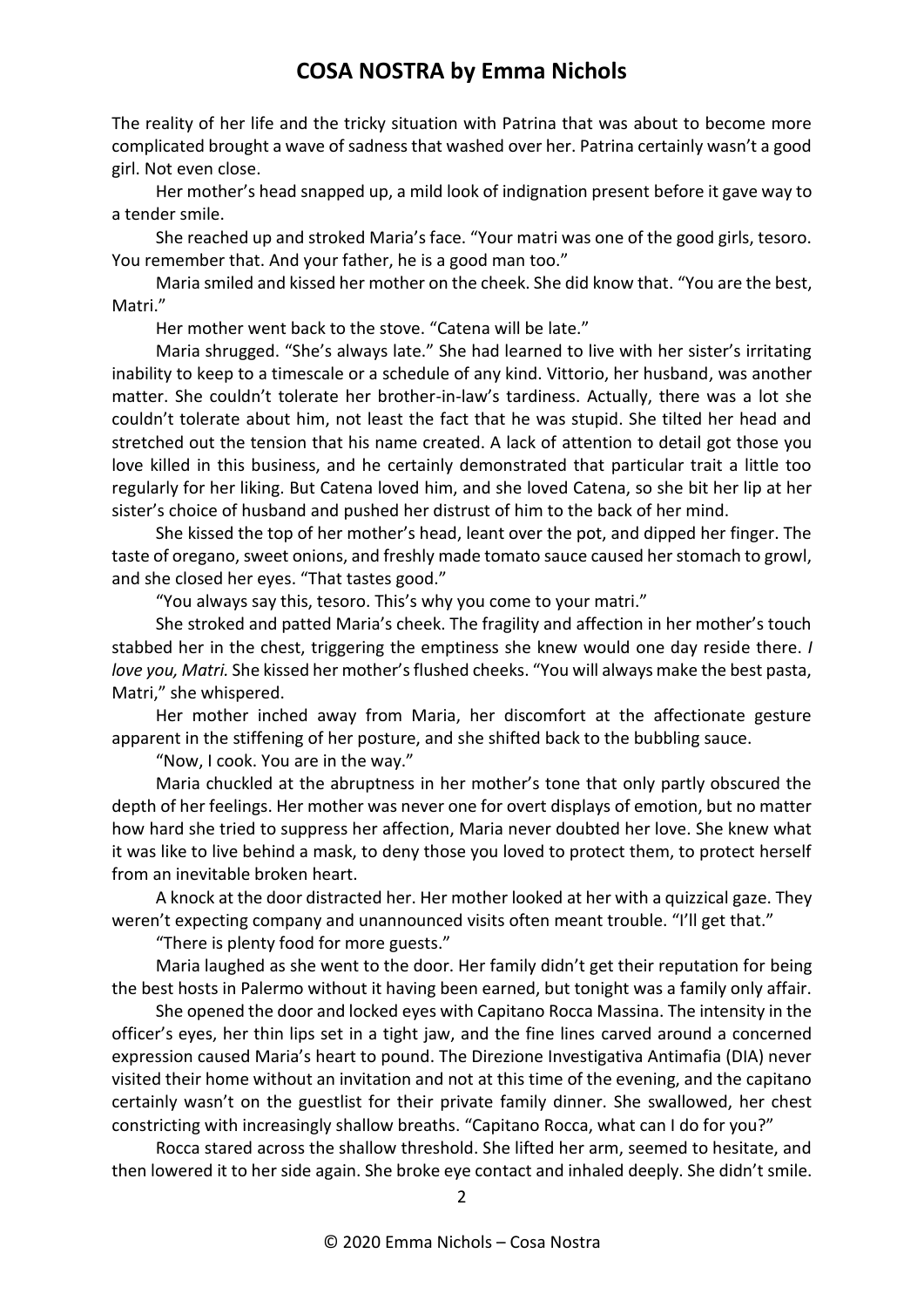The reality of her life and the tricky situation with Patrina that was about to become more complicated brought a wave of sadness that washed over her. Patrina certainly wasn't a good girl. Not even close.

Her mother's head snapped up, a mild look of indignation present before it gave way to a tender smile.

She reached up and stroked Maria's face. "Your matri was one of the good girls, tesoro. You remember that. And your father, he is a good man too."

Maria smiled and kissed her mother on the cheek. She did know that. "You are the best, Matri."

Her mother went back to the stove. "Catena will be late."

Maria shrugged. "She's always late." She had learned to live with her sister's irritating inability to keep to a timescale or a schedule of any kind. Vittorio, her husband, was another matter. She couldn't tolerate her brother-in-law's tardiness. Actually, there was a lot she couldn't tolerate about him, not least the fact that he was stupid. She tilted her head and stretched out the tension that his name created. A lack of attention to detail got those you love killed in this business, and he certainly demonstrated that particular trait a little too regularly for her liking. But Catena loved him, and she loved Catena, so she bit her lip at her sister's choice of husband and pushed her distrust of him to the back of her mind.

She kissed the top of her mother's head, leant over the pot, and dipped her finger. The taste of oregano, sweet onions, and freshly made tomato sauce caused her stomach to growl, and she closed her eyes. "That tastes good."

"You always say this, tesoro. This's why you come to your matri."

She stroked and patted Maria's cheek. The fragility and affection in her mother's touch stabbed her in the chest, triggering the emptiness she knew would one day reside there. *I love you, Matri.* She kissed her mother's flushed cheeks. "You will always make the best pasta, Matri," she whispered.

Her mother inched away from Maria, her discomfort at the affectionate gesture apparent in the stiffening of her posture, and she shifted back to the bubbling sauce.

"Now, I cook. You are in the way."

Maria chuckled at the abruptness in her mother's tone that only partly obscured the depth of her feelings. Her mother was never one for overt displays of emotion, but no matter how hard she tried to suppress her affection, Maria never doubted her love. She knew what it was like to live behind a mask, to deny those you loved to protect them, to protect herself from an inevitable broken heart.

A knock at the door distracted her. Her mother looked at her with a quizzical gaze. They weren't expecting company and unannounced visits often meant trouble. "I'll get that."

"There is plenty food for more guests."

Maria laughed as she went to the door. Her family didn't get their reputation for being the best hosts in Palermo without it having been earned, but tonight was a family only affair.

She opened the door and locked eyes with Capitano Rocca Massina. The intensity in the officer's eyes, her thin lips set in a tight jaw, and the fine lines carved around a concerned expression caused Maria's heart to pound. The Direzione Investigativa Antimafia (DIA) never visited their home without an invitation and not at this time of the evening, and the capitano certainly wasn't on the guestlist for their private family dinner. She swallowed, her chest constricting with increasingly shallow breaths. "Capitano Rocca, what can I do for you?"

Rocca stared across the shallow threshold. She lifted her arm, seemed to hesitate, and then lowered it to her side again. She broke eye contact and inhaled deeply. She didn't smile.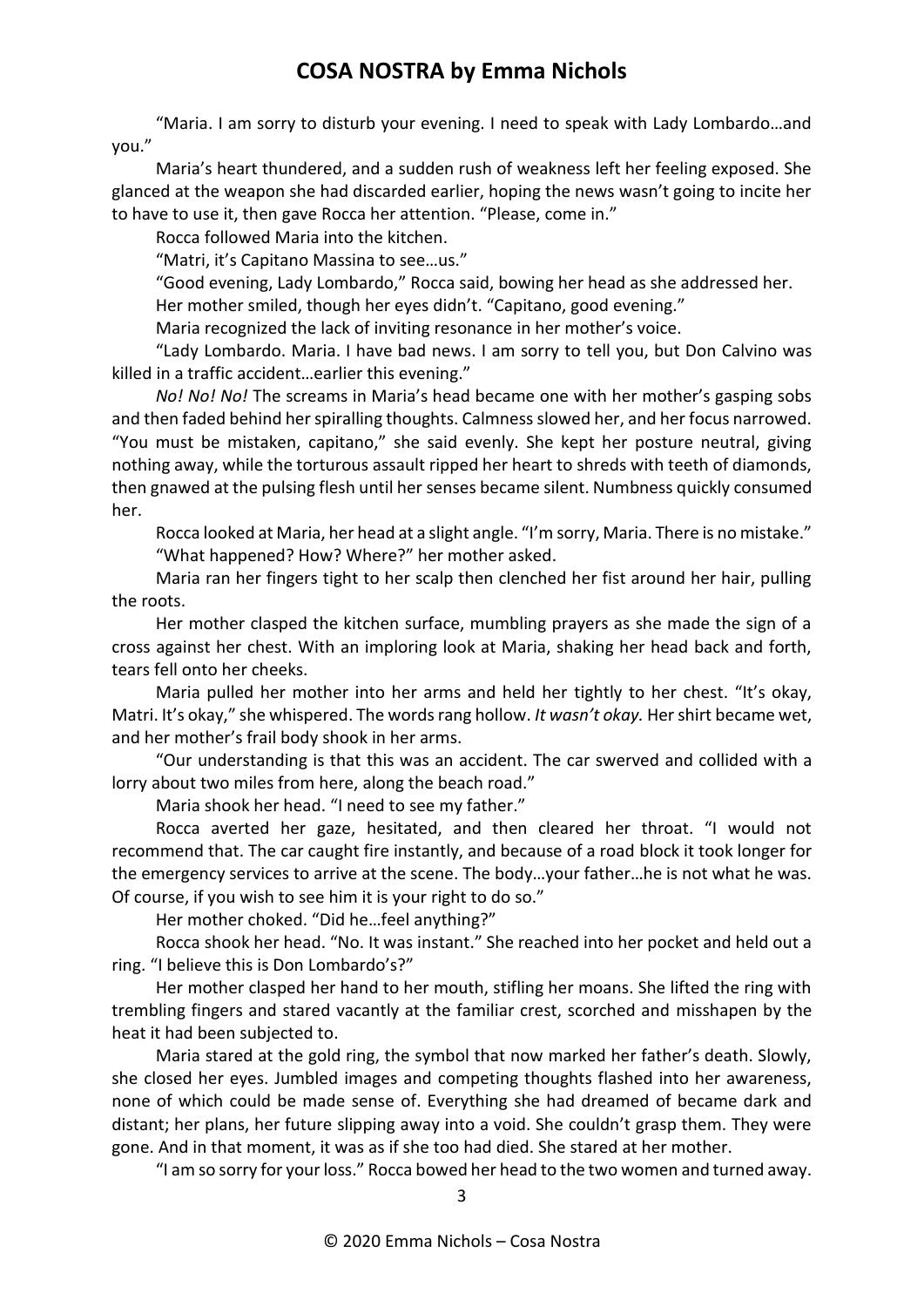"Maria. I am sorry to disturb your evening. I need to speak with Lady Lombardo…and you."

Maria's heart thundered, and a sudden rush of weakness left her feeling exposed. She glanced at the weapon she had discarded earlier, hoping the news wasn't going to incite her to have to use it, then gave Rocca her attention. "Please, come in."

Rocca followed Maria into the kitchen.

"Matri, it's Capitano Massina to see…us."

"Good evening, Lady Lombardo," Rocca said, bowing her head as she addressed her.

Her mother smiled, though her eyes didn't. "Capitano, good evening."

Maria recognized the lack of inviting resonance in her mother's voice.

"Lady Lombardo. Maria. I have bad news. I am sorry to tell you, but Don Calvino was killed in a traffic accident…earlier this evening."

*No! No! No!* The screams in Maria's head became one with her mother's gasping sobs and then faded behind her spiralling thoughts. Calmness slowed her, and her focus narrowed. "You must be mistaken, capitano," she said evenly. She kept her posture neutral, giving nothing away, while the torturous assault ripped her heart to shreds with teeth of diamonds, then gnawed at the pulsing flesh until her senses became silent. Numbness quickly consumed her.

Rocca looked at Maria, her head at a slight angle. "I'm sorry, Maria. There is no mistake."

"What happened? How? Where?" her mother asked.

Maria ran her fingers tight to her scalp then clenched her fist around her hair, pulling the roots.

Her mother clasped the kitchen surface, mumbling prayers as she made the sign of a cross against her chest. With an imploring look at Maria, shaking her head back and forth, tears fell onto her cheeks.

Maria pulled her mother into her arms and held her tightly to her chest. "It's okay, Matri. It's okay," she whispered. The words rang hollow. *It wasn't okay.* Her shirt became wet, and her mother's frail body shook in her arms.

"Our understanding is that this was an accident. The car swerved and collided with a lorry about two miles from here, along the beach road."

Maria shook her head. "I need to see my father."

Rocca averted her gaze, hesitated, and then cleared her throat. "I would not recommend that. The car caught fire instantly, and because of a road block it took longer for the emergency services to arrive at the scene. The body…your father…he is not what he was. Of course, if you wish to see him it is your right to do so."

Her mother choked. "Did he…feel anything?"

Rocca shook her head. "No. It was instant." She reached into her pocket and held out a ring. "I believe this is Don Lombardo's?"

Her mother clasped her hand to her mouth, stifling her moans. She lifted the ring with trembling fingers and stared vacantly at the familiar crest, scorched and misshapen by the heat it had been subjected to.

Maria stared at the gold ring, the symbol that now marked her father's death. Slowly, she closed her eyes. Jumbled images and competing thoughts flashed into her awareness, none of which could be made sense of. Everything she had dreamed of became dark and distant; her plans, her future slipping away into a void. She couldn't grasp them. They were gone. And in that moment, it was as if she too had died. She stared at her mother.

"I am so sorry for your loss." Rocca bowed her head to the two women and turned away.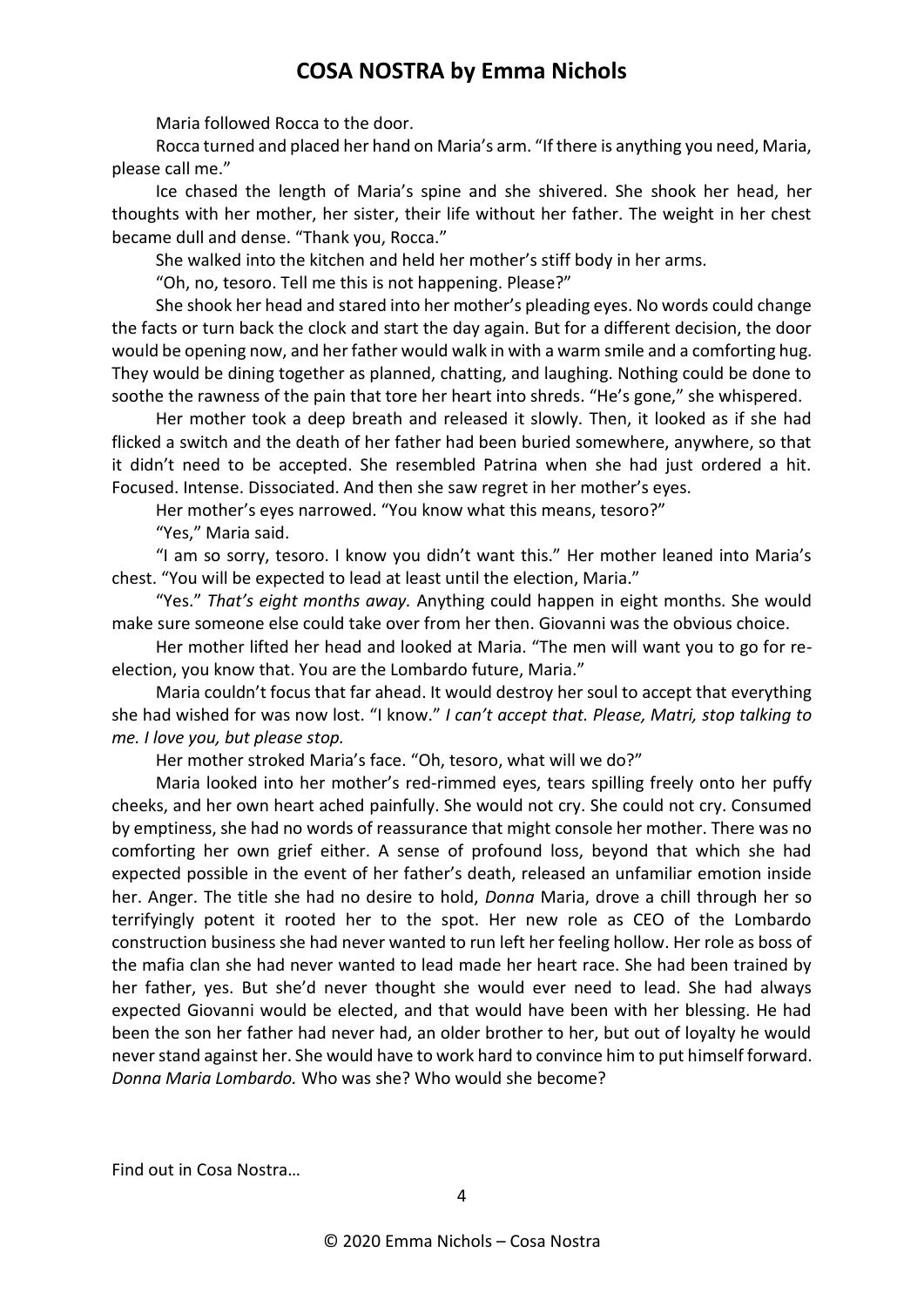Maria followed Rocca to the door.

Rocca turned and placed her hand on Maria's arm. "If there is anything you need, Maria, please call me."

Ice chased the length of Maria's spine and she shivered. She shook her head, her thoughts with her mother, her sister, their life without her father. The weight in her chest became dull and dense. "Thank you, Rocca."

She walked into the kitchen and held her mother's stiff body in her arms.

"Oh, no, tesoro. Tell me this is not happening. Please?"

She shook her head and stared into her mother's pleading eyes. No words could change the facts or turn back the clock and start the day again. But for a different decision, the door would be opening now, and her father would walk in with a warm smile and a comforting hug. They would be dining together as planned, chatting, and laughing. Nothing could be done to soothe the rawness of the pain that tore her heart into shreds. "He's gone," she whispered.

Her mother took a deep breath and released it slowly. Then, it looked as if she had flicked a switch and the death of her father had been buried somewhere, anywhere, so that it didn't need to be accepted. She resembled Patrina when she had just ordered a hit. Focused. Intense. Dissociated. And then she saw regret in her mother's eyes.

Her mother's eyes narrowed. "You know what this means, tesoro?"

"Yes," Maria said.

"I am so sorry, tesoro. I know you didn't want this." Her mother leaned into Maria's chest. "You will be expected to lead at least until the election, Maria."

"Yes." *That's eight months away.* Anything could happen in eight months. She would make sure someone else could take over from her then. Giovanni was the obvious choice.

Her mother lifted her head and looked at Maria. "The men will want you to go for re-election, you know that. You are the Lombardo future, Maria."

Maria couldn't focus that far ahead. It would destroy her soul to accept that everything she had wished for was now lost. "I know." *I can't accept that. Please, Matri, stop talking to me. I love you, but please stop.*

Her mother stroked Maria's face. "Oh, tesoro, what will we do?"

Maria looked into her mother's red-rimmed eyes, tears spilling freely onto her puffy cheeks, and her own heart ached painfully. She would not cry. She could not cry. Consumed by emptiness, she had no words of reassurance that might console her mother. There was no comforting her own grief either. A sense of profound loss, beyond that which she had expected possible in the event of her father's death, released an unfamiliar emotion inside her. Anger. The title she had no desire to hold, *Donna* Maria, drove a chill through her so terrifyingly potent it rooted her to the spot. Her new role as CEO of the Lombardo construction business she had never wanted to run left her feeling hollow. Her role as boss of the mafia clan she had never wanted to lead made her heart race. She had been trained by her father, yes. But she'd never thought she would ever need to lead. She had always expected Giovanni would be elected, and that would have been with her blessing. He had been the son her father had never had, an older brother to her, but out of loyalty he would never stand against her. She would have to work hard to convince him to put himself forward. *Donna Maria Lombardo.* Who was she? Who would she become?

Find out in Cosa Nostra…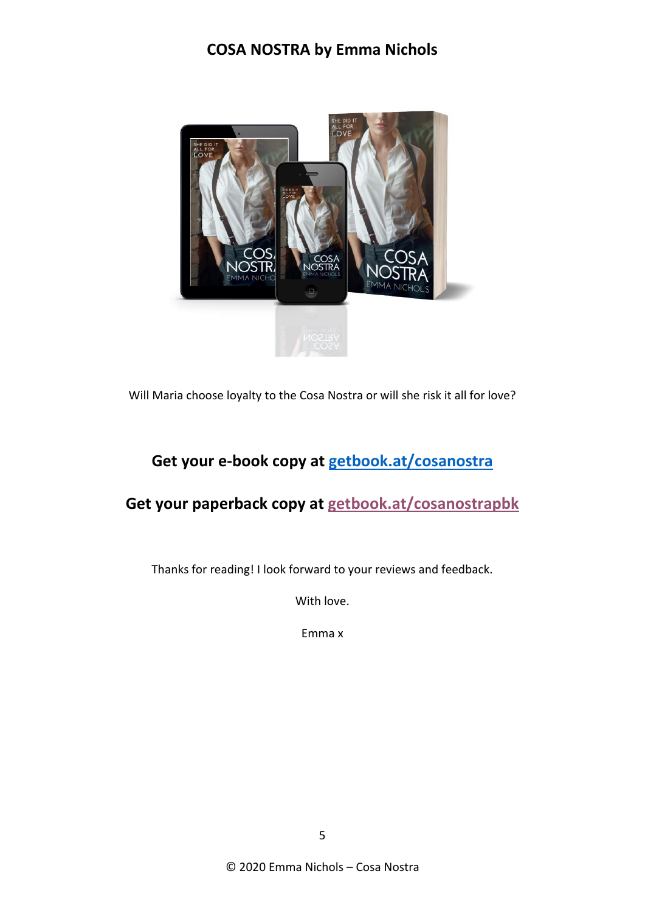## COSA NOSTRA by Emma Nichols

Will Maria choose loyalty to the Cosa Nostra or will she risk it all for love?

### Get your e-book copy at getbook.at/cosanostra

### Get your paperback copy at getbook.at/cosanostrapbk

Thanks for reading! I look forward to your reviews and feedback.

With love.

Emma x

© 2020 Emma Nichols – Cosa Nostra